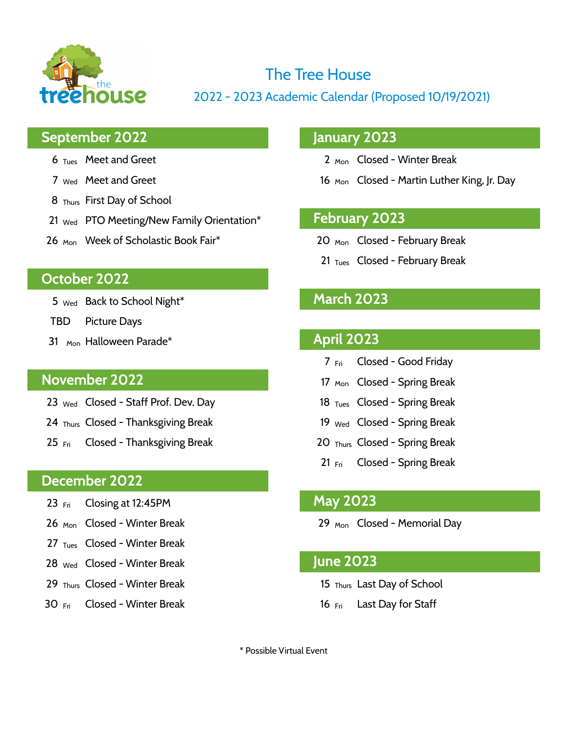# The Tree House

## 2022 - 2023 Academic Calendar (Proposed 10/19/2021)

### September 2022

- 6 Tues Meet and Greet
- 7 Wed Meet and Greet
- 8 Thurs First Day of School
- 21 Wed PTO Meeting/New Family Orientation*
- 26 Mon Week of Scholastic Book Fair*

### October 2022

- 5 Wed Back to School Night*
- TBD Picture Days
- 31 Mon Halloween Parade*

### November 2022

- 23 Wed Closed - Staff Prof. Dev. Day
- 24 Thurs Closed - Thanksgiving Break
- 25 Fri Closed - Thanksgiving Break

### December 2022

- 23 Fri Closing at 12:45PM
- 26 Mon Closed - Winter Break
- 27 Tues Closed - Winter Break
- 28 Wed Closed - Winter Break
- 29 Thurs Closed - Winter Break
- 30 Fri Closed - Winter Break

### January 2023

- 2 Mon Closed - Winter Break
- 16 Mon Closed - Martin Luther King, Jr. Day

### February 2023

- 20 Mon Closed - February Break
- 21 Tues Closed - February Break

### March 2023

### April 2023

- 7 Fri Closed - Good Friday
- 17 Mon Closed - Spring Break
- 18 Tues Closed - Spring Break
- 19 Wed Closed - Spring Break
- 20 Thurs Closed - Spring Break
- 21 Fri Closed - Spring Break

### May 2023

- 29 Mon Closed - Memorial Day

### June 2023

- 15 Thurs Last Day of School
- 16 Fri Last Day for Staff

\* Possible Virtual Event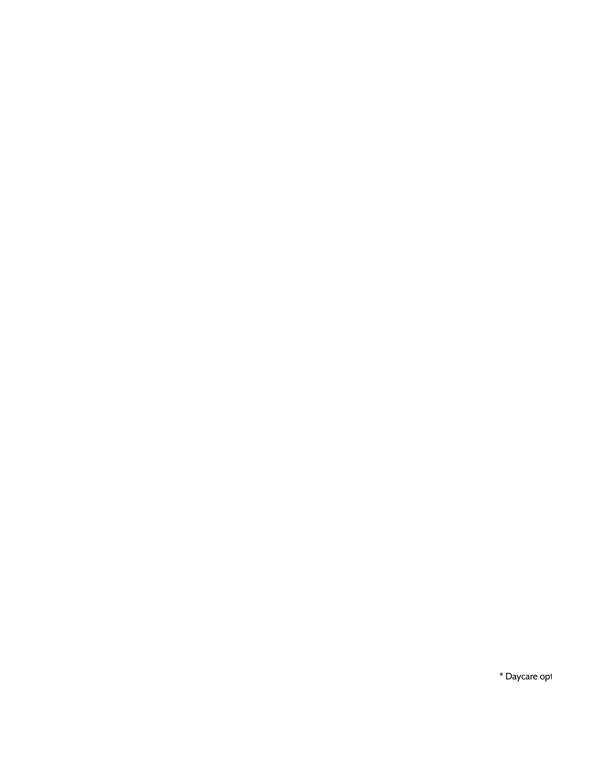* Daycare opt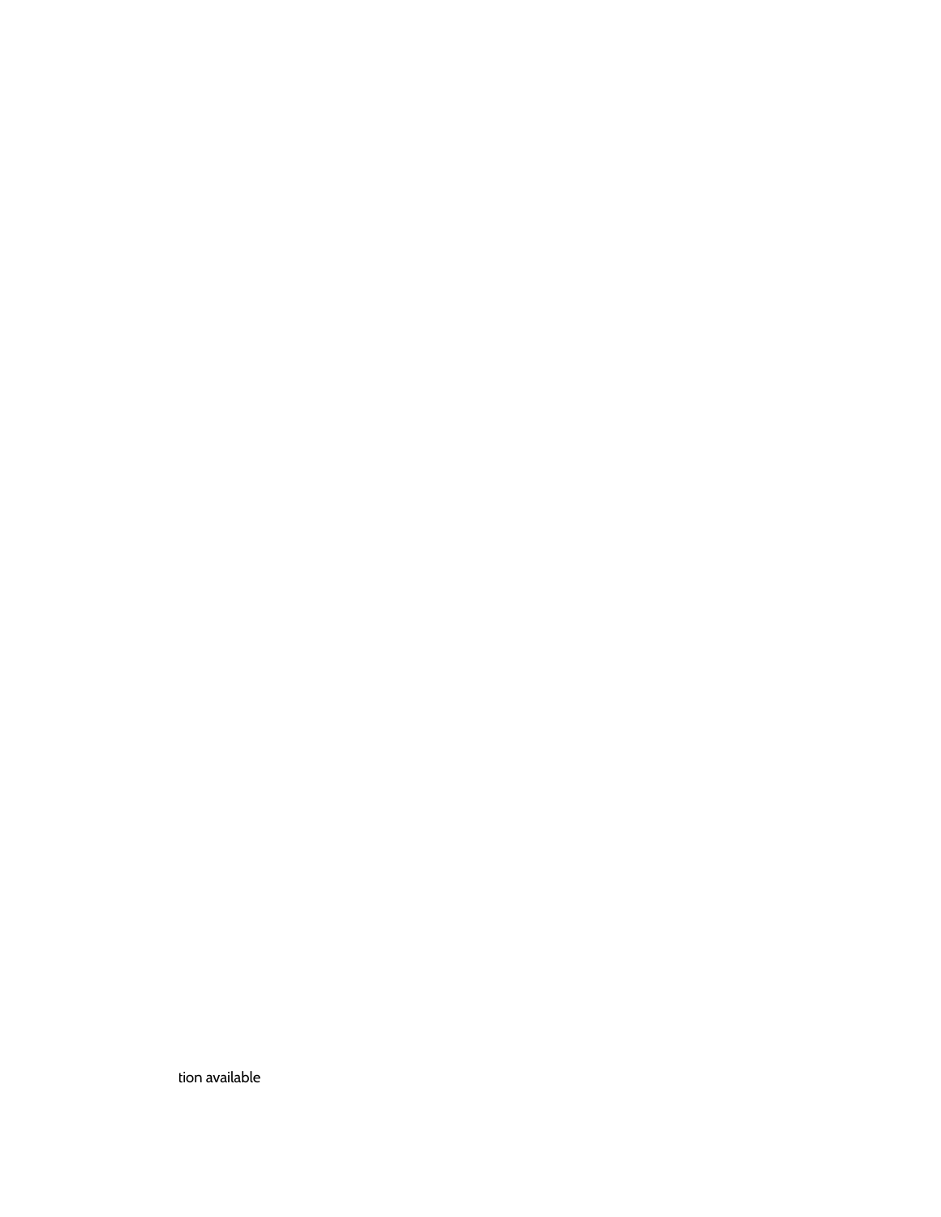tion available